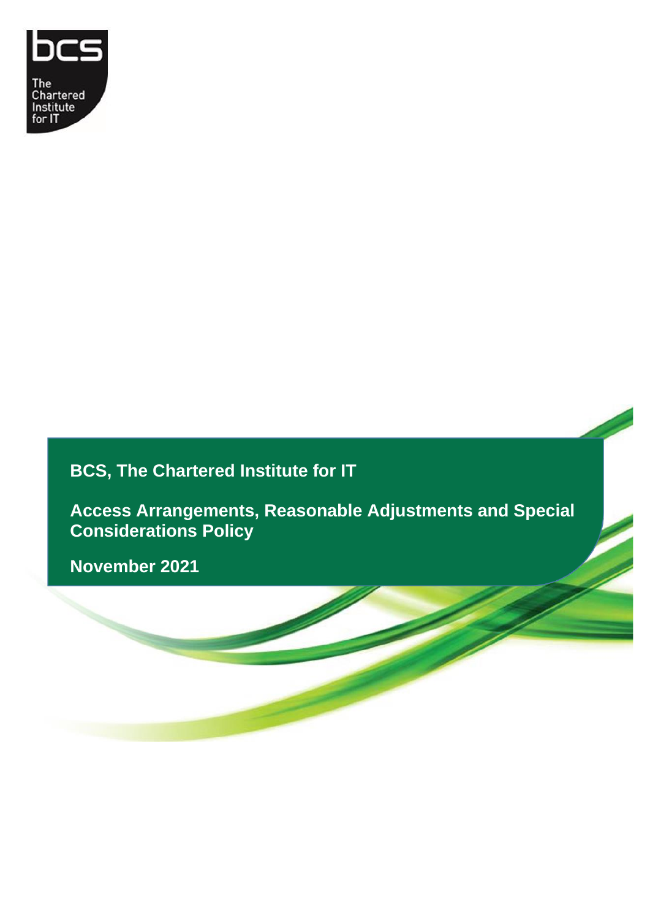# BCS, The Chartered Institute for IT

## Access Arrangements, Reasonable Adjustments and Special Considerations Policy

**November 2021**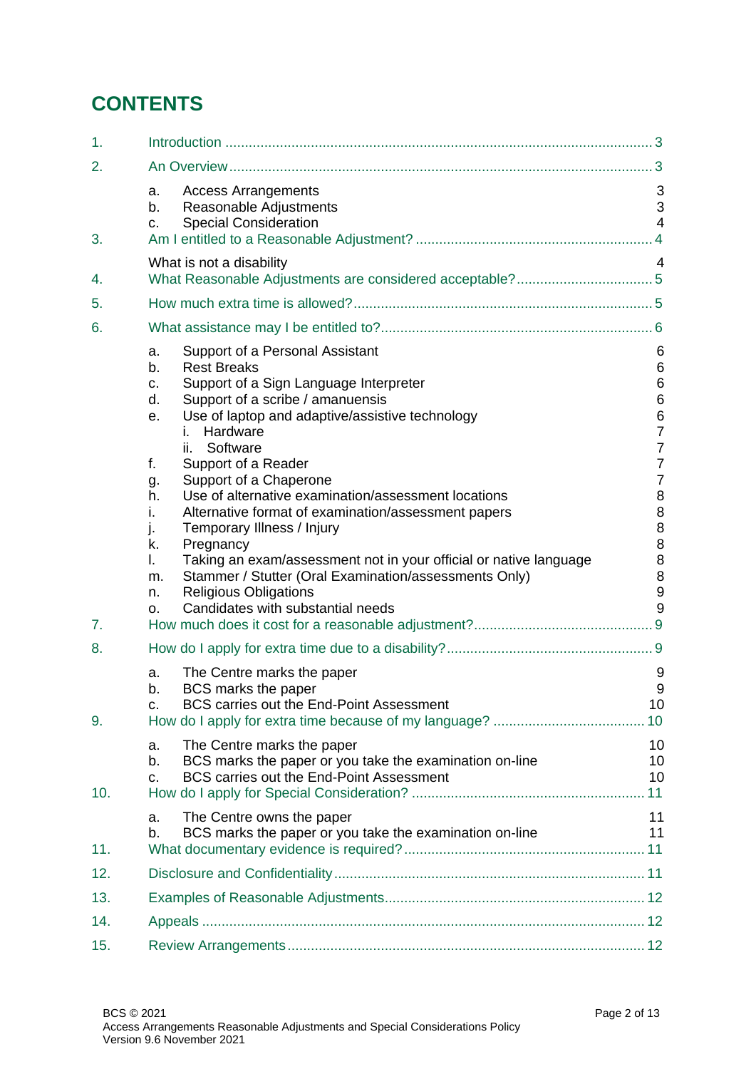# CONTENTS

1. Introduction ... 3
2. An Overview ... 3
   - a. Access Arrangements 3
   - b. Reasonable Adjustments 3
   - c. Special Consideration 4
3. Am I entitled to a Reasonable Adjustment? ... 4
   - What is not a disability 4
4. What Reasonable Adjustments are considered acceptable? ... 5
5. How much extra time is allowed? ... 5
6. What assistance may I be entitled to? ... 6
   - a. Support of a Personal Assistant 6
   - b. Rest Breaks 6
   - c. Support of a Sign Language Interpreter 6
   - d. Support of a scribe / amanuensis 6
   - e. Use of laptop and adaptive/assistive technology 6
     - i. Hardware 7
     - ii. Software 7
   - f. Support of a Reader 7
   - g. Support of a Chaperone 7
   - h. Use of alternative examination/assessment locations 8
   - i. Alternative format of examination/assessment papers 8
   - j. Temporary Illness / Injury 8
   - k. Pregnancy 8
   - l. Taking an exam/assessment not in your official or native language 8
   - m. Stammer / Stutter (Oral Examination/assessments Only) 8
   - n. Religious Obligations 9
   - o. Candidates with substantial needs 9
7. How much does it cost for a reasonable adjustment? ... 9
8. How do I apply for extra time due to a disability? ... 9
   - a. The Centre marks the paper 9
   - b. BCS marks the paper 9
   - c. BCS carries out the End-Point Assessment 10
9. How do I apply for extra time because of my language? ... 10
   - a. The Centre marks the paper 10
   - b. BCS marks the paper or you take the examination on-line 10
   - c. BCS carries out the End-Point Assessment 10
10. How do I apply for Special Consideration? ... 11
    - a. The Centre owns the paper 11
    - b. BCS marks the paper or you take the examination on-line 11
11. What documentary evidence is required? ... 11
12. Disclosure and Confidentiality ... 11
13. Examples of Reasonable Adjustments ... 12
14. Appeals ... 12
15. Review Arrangements ... 12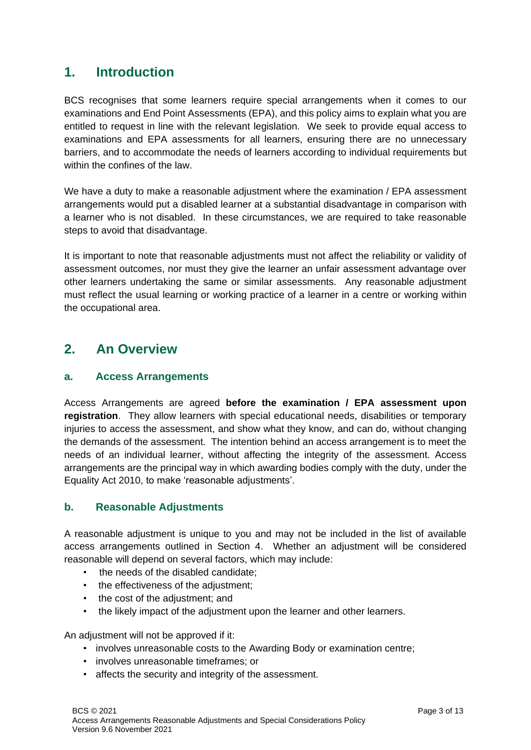## 1. Introduction

BCS recognises that some learners require special arrangements when it comes to our examinations and End Point Assessments (EPA), and this policy aims to explain what you are entitled to request in line with the relevant legislation. We seek to provide equal access to examinations and EPA assessments for all learners, ensuring there are no unnecessary barriers, and to accommodate the needs of learners according to individual requirements but within the confines of the law.

We have a duty to make a reasonable adjustment where the examination / EPA assessment arrangements would put a disabled learner at a substantial disadvantage in comparison with a learner who is not disabled. In these circumstances, we are required to take reasonable steps to avoid that disadvantage.

It is important to note that reasonable adjustments must not affect the reliability or validity of assessment outcomes, nor must they give the learner an unfair assessment advantage over other learners undertaking the same or similar assessments. Any reasonable adjustment must reflect the usual learning or working practice of a learner in a centre or working within the occupational area.

## 2. An Overview

### a. Access Arrangements

Access Arrangements are agreed **before the examination / EPA assessment upon registration**. They allow learners with special educational needs, disabilities or temporary injuries to access the assessment, and show what they know, and can do, without changing the demands of the assessment. The intention behind an access arrangement is to meet the needs of an individual learner, without affecting the integrity of the assessment. Access arrangements are the principal way in which awarding bodies comply with the duty, under the Equality Act 2010, to make 'reasonable adjustments'.

### b. Reasonable Adjustments

A reasonable adjustment is unique to you and may not be included in the list of available access arrangements outlined in Section 4. Whether an adjustment will be considered reasonable will depend on several factors, which may include:

- the needs of the disabled candidate;
- the effectiveness of the adjustment;
- the cost of the adjustment; and
- the likely impact of the adjustment upon the learner and other learners.

An adjustment will not be approved if it:

- involves unreasonable costs to the Awarding Body or examination centre;
- involves unreasonable timeframes; or
- affects the security and integrity of the assessment.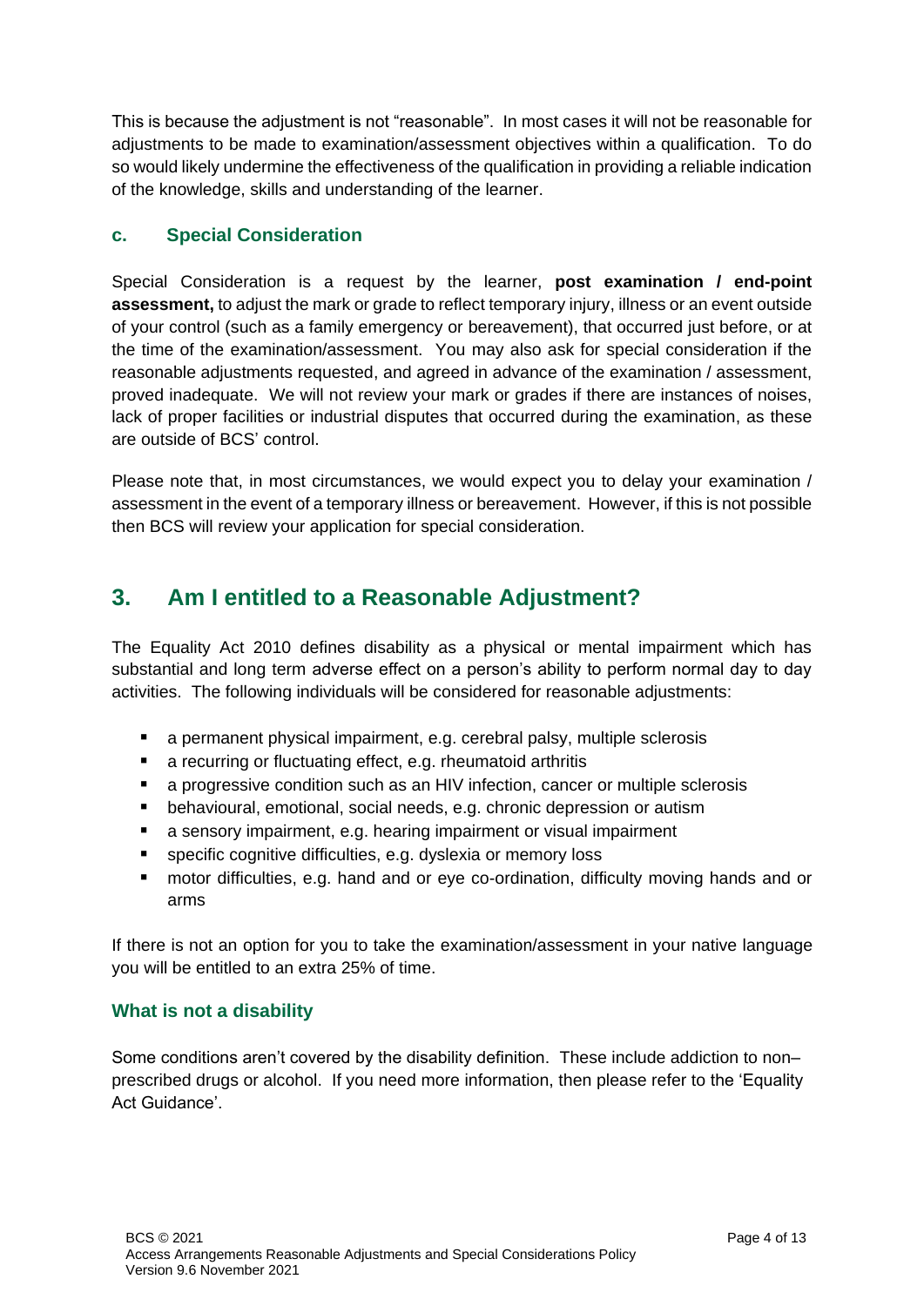This is because the adjustment is not "reasonable". In most cases it will not be reasonable for adjustments to be made to examination/assessment objectives within a qualification. To do so would likely undermine the effectiveness of the qualification in providing a reliable indication of the knowledge, skills and understanding of the learner.

### c. Special Consideration

Special Consideration is a request by the learner, **post examination / end-point assessment,** to adjust the mark or grade to reflect temporary injury, illness or an event outside of your control (such as a family emergency or bereavement), that occurred just before, or at the time of the examination/assessment. You may also ask for special consideration if the reasonable adjustments requested, and agreed in advance of the examination / assessment, proved inadequate. We will not review your mark or grades if there are instances of noises, lack of proper facilities or industrial disputes that occurred during the examination, as these are outside of BCS' control.

Please note that, in most circumstances, we would expect you to delay your examination / assessment in the event of a temporary illness or bereavement. However, if this is not possible then BCS will review your application for special consideration.

## 3. Am I entitled to a Reasonable Adjustment?

The Equality Act 2010 defines disability as a physical or mental impairment which has substantial and long term adverse effect on a person's ability to perform normal day to day activities. The following individuals will be considered for reasonable adjustments:

- a permanent physical impairment, e.g. cerebral palsy, multiple sclerosis
- a recurring or fluctuating effect, e.g. rheumatoid arthritis
- a progressive condition such as an HIV infection, cancer or multiple sclerosis
- behavioural, emotional, social needs, e.g. chronic depression or autism
- a sensory impairment, e.g. hearing impairment or visual impairment
- specific cognitive difficulties, e.g. dyslexia or memory loss
- motor difficulties, e.g. hand and or eye co-ordination, difficulty moving hands and or arms

If there is not an option for you to take the examination/assessment in your native language you will be entitled to an extra 25% of time.

### What is not a disability

Some conditions aren't covered by the disability definition. These include addiction to non–prescribed drugs or alcohol. If you need more information, then please refer to the 'Equality Act Guidance'.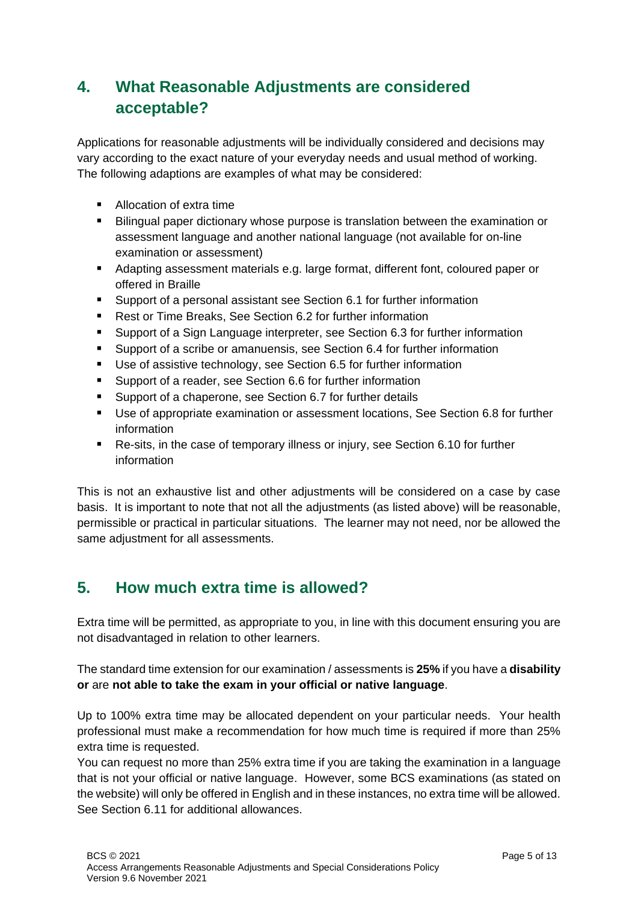## 4. What Reasonable Adjustments are considered acceptable?

Applications for reasonable adjustments will be individually considered and decisions may vary according to the exact nature of your everyday needs and usual method of working. The following adaptions are examples of what may be considered:

- Allocation of extra time
- Bilingual paper dictionary whose purpose is translation between the examination or assessment language and another national language (not available for on-line examination or assessment)
- Adapting assessment materials e.g. large format, different font, coloured paper or offered in Braille
- Support of a personal assistant see Section 6.1 for further information
- Rest or Time Breaks, See Section 6.2 for further information
- Support of a Sign Language interpreter, see Section 6.3 for further information
- Support of a scribe or amanuensis, see Section 6.4 for further information
- Use of assistive technology, see Section 6.5 for further information
- Support of a reader, see Section 6.6 for further information
- Support of a chaperone, see Section 6.7 for further details
- Use of appropriate examination or assessment locations, See Section 6.8 for further information
- Re-sits, in the case of temporary illness or injury, see Section 6.10 for further information

This is not an exhaustive list and other adjustments will be considered on a case by case basis. It is important to note that not all the adjustments (as listed above) will be reasonable, permissible or practical in particular situations. The learner may not need, nor be allowed the same adjustment for all assessments.

## 5. How much extra time is allowed?

Extra time will be permitted, as appropriate to you, in line with this document ensuring you are not disadvantaged in relation to other learners.

The standard time extension for our examination / assessments is **25%** if you have a **disability or** are **not able to take the exam in your official or native language**.

Up to 100% extra time may be allocated dependent on your particular needs. Your health professional must make a recommendation for how much time is required if more than 25% extra time is requested.
You can request no more than 25% extra time if you are taking the examination in a language that is not your official or native language. However, some BCS examinations (as stated on the website) will only be offered in English and in these instances, no extra time will be allowed. See Section 6.11 for additional allowances.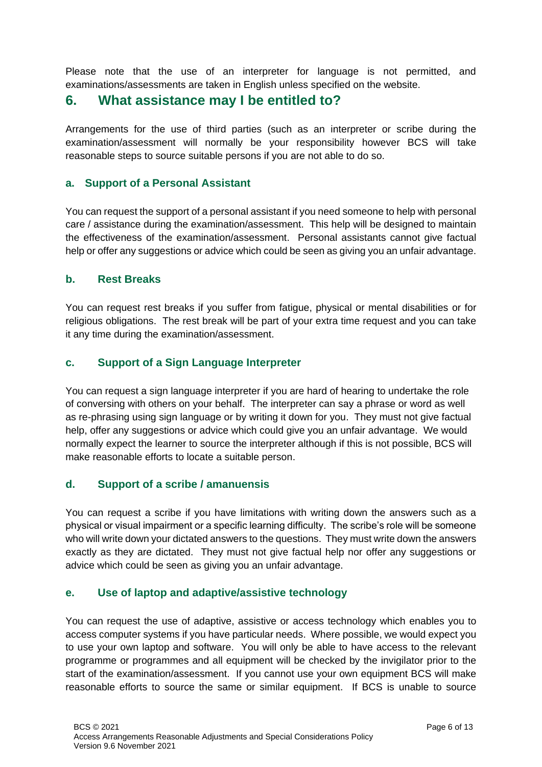Please note that the use of an interpreter for language is not permitted, and examinations/assessments are taken in English unless specified on the website.

## 6. What assistance may I be entitled to?

Arrangements for the use of third parties (such as an interpreter or scribe during the examination/assessment will normally be your responsibility however BCS will take reasonable steps to source suitable persons if you are not able to do so.

### a. Support of a Personal Assistant

You can request the support of a personal assistant if you need someone to help with personal care / assistance during the examination/assessment. This help will be designed to maintain the effectiveness of the examination/assessment. Personal assistants cannot give factual help or offer any suggestions or advice which could be seen as giving you an unfair advantage.

### b. Rest Breaks

You can request rest breaks if you suffer from fatigue, physical or mental disabilities or for religious obligations. The rest break will be part of your extra time request and you can take it any time during the examination/assessment.

### c. Support of a Sign Language Interpreter

You can request a sign language interpreter if you are hard of hearing to undertake the role of conversing with others on your behalf. The interpreter can say a phrase or word as well as re-phrasing using sign language or by writing it down for you. They must not give factual help, offer any suggestions or advice which could give you an unfair advantage. We would normally expect the learner to source the interpreter although if this is not possible, BCS will make reasonable efforts to locate a suitable person.

### d. Support of a scribe / amanuensis

You can request a scribe if you have limitations with writing down the answers such as a physical or visual impairment or a specific learning difficulty. The scribe's role will be someone who will write down your dictated answers to the questions. They must write down the answers exactly as they are dictated. They must not give factual help nor offer any suggestions or advice which could be seen as giving you an unfair advantage.

### e. Use of laptop and adaptive/assistive technology

You can request the use of adaptive, assistive or access technology which enables you to access computer systems if you have particular needs. Where possible, we would expect you to use your own laptop and software. You will only be able to have access to the relevant programme or programmes and all equipment will be checked by the invigilator prior to the start of the examination/assessment. If you cannot use your own equipment BCS will make reasonable efforts to source the same or similar equipment. If BCS is unable to source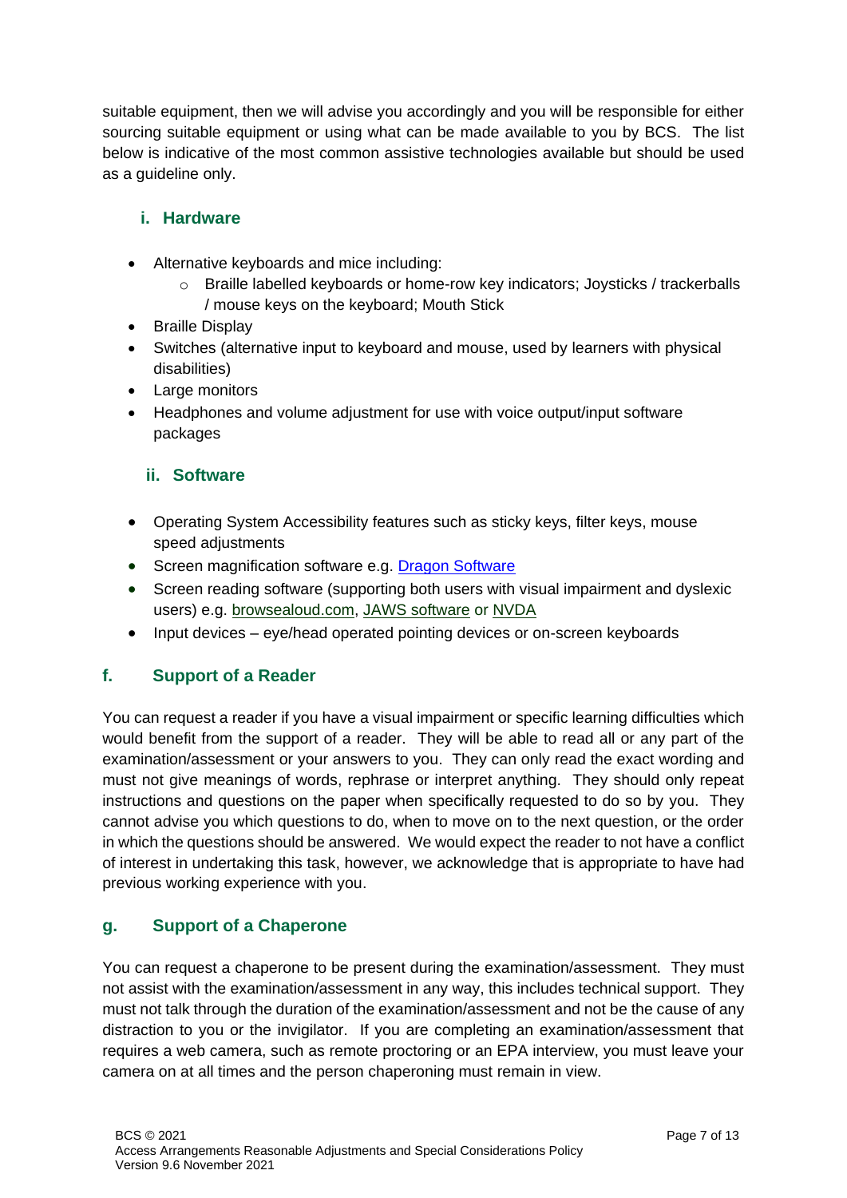suitable equipment, then we will advise you accordingly and you will be responsible for either sourcing suitable equipment or using what can be made available to you by BCS. The list below is indicative of the most common assistive technologies available but should be used as a guideline only.

### i. Hardware

- Alternative keyboards and mice including:
  - Braille labelled keyboards or home-row key indicators; Joysticks / trackerballs / mouse keys on the keyboard; Mouth Stick
- Braille Display
- Switches (alternative input to keyboard and mouse, used by learners with physical disabilities)
- Large monitors
- Headphones and volume adjustment for use with voice output/input software packages

### ii. Software

- Operating System Accessibility features such as sticky keys, filter keys, mouse speed adjustments
- Screen magnification software e.g. Dragon Software
- Screen reading software (supporting both users with visual impairment and dyslexic users) e.g. browsealoud.com, JAWS software or NVDA
- Input devices – eye/head operated pointing devices or on-screen keyboards

## f. Support of a Reader

You can request a reader if you have a visual impairment or specific learning difficulties which would benefit from the support of a reader. They will be able to read all or any part of the examination/assessment or your answers to you. They can only read the exact wording and must not give meanings of words, rephrase or interpret anything. They should only repeat instructions and questions on the paper when specifically requested to do so by you. They cannot advise you which questions to do, when to move on to the next question, or the order in which the questions should be answered. We would expect the reader to not have a conflict of interest in undertaking this task, however, we acknowledge that is appropriate to have had previous working experience with you.

## g. Support of a Chaperone

You can request a chaperone to be present during the examination/assessment. They must not assist with the examination/assessment in any way, this includes technical support. They must not talk through the duration of the examination/assessment and not be the cause of any distraction to you or the invigilator. If you are completing an examination/assessment that requires a web camera, such as remote proctoring or an EPA interview, you must leave your camera on at all times and the person chaperoning must remain in view.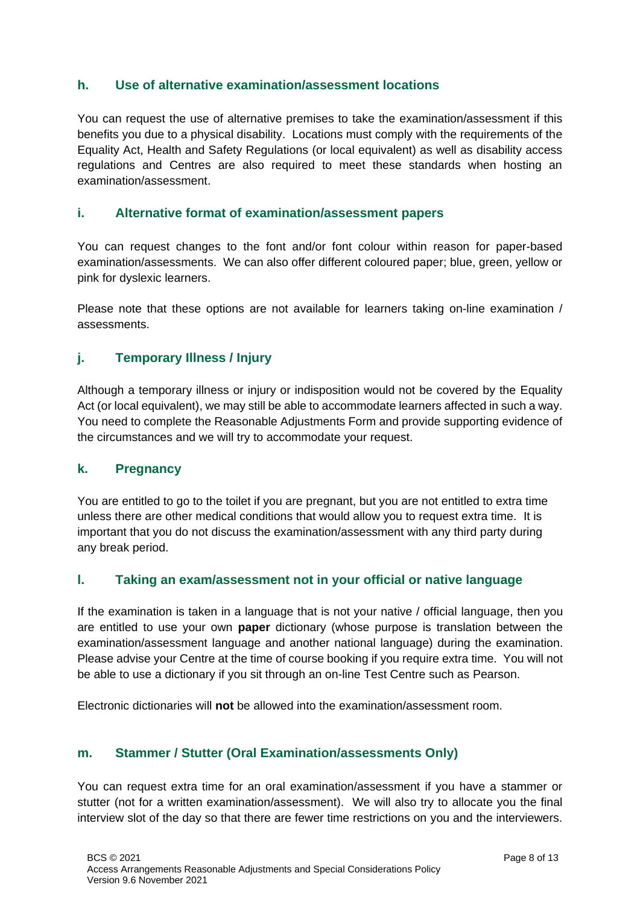### h. Use of alternative examination/assessment locations

You can request the use of alternative premises to take the examination/assessment if this benefits you due to a physical disability. Locations must comply with the requirements of the Equality Act, Health and Safety Regulations (or local equivalent) as well as disability access regulations and Centres are also required to meet these standards when hosting an examination/assessment.

### i. Alternative format of examination/assessment papers

You can request changes to the font and/or font colour within reason for paper-based examination/assessments. We can also offer different coloured paper; blue, green, yellow or pink for dyslexic learners.

Please note that these options are not available for learners taking on-line examination / assessments.

### j. Temporary Illness / Injury

Although a temporary illness or injury or indisposition would not be covered by the Equality Act (or local equivalent), we may still be able to accommodate learners affected in such a way. You need to complete the Reasonable Adjustments Form and provide supporting evidence of the circumstances and we will try to accommodate your request.

### k. Pregnancy

You are entitled to go to the toilet if you are pregnant, but you are not entitled to extra time unless there are other medical conditions that would allow you to request extra time. It is important that you do not discuss the examination/assessment with any third party during any break period.

### l. Taking an exam/assessment not in your official or native language

If the examination is taken in a language that is not your native / official language, then you are entitled to use your own **paper** dictionary (whose purpose is translation between the examination/assessment language and another national language) during the examination. Please advise your Centre at the time of course booking if you require extra time. You will not be able to use a dictionary if you sit through an on-line Test Centre such as Pearson.

Electronic dictionaries will **not** be allowed into the examination/assessment room.

### m. Stammer / Stutter (Oral Examination/assessments Only)

You can request extra time for an oral examination/assessment if you have a stammer or stutter (not for a written examination/assessment). We will also try to allocate you the final interview slot of the day so that there are fewer time restrictions on you and the interviewers.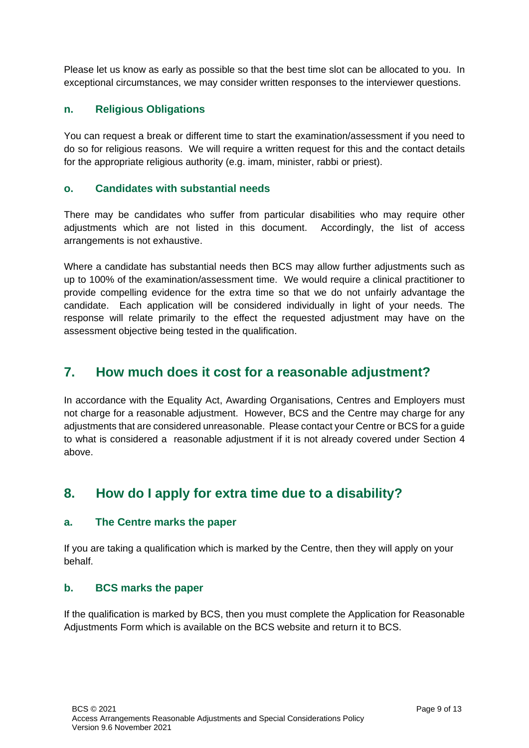Please let us know as early as possible so that the best time slot can be allocated to you. In exceptional circumstances, we may consider written responses to the interviewer questions.

### n. Religious Obligations

You can request a break or different time to start the examination/assessment if you need to do so for religious reasons. We will require a written request for this and the contact details for the appropriate religious authority (e.g. imam, minister, rabbi or priest).

### o. Candidates with substantial needs

There may be candidates who suffer from particular disabilities who may require other adjustments which are not listed in this document. Accordingly, the list of access arrangements is not exhaustive.

Where a candidate has substantial needs then BCS may allow further adjustments such as up to 100% of the examination/assessment time. We would require a clinical practitioner to provide compelling evidence for the extra time so that we do not unfairly advantage the candidate. Each application will be considered individually in light of your needs. The response will relate primarily to the effect the requested adjustment may have on the assessment objective being tested in the qualification.

## 7. How much does it cost for a reasonable adjustment?

In accordance with the Equality Act, Awarding Organisations, Centres and Employers must not charge for a reasonable adjustment. However, BCS and the Centre may charge for any adjustments that are considered unreasonable. Please contact your Centre or BCS for a guide to what is considered a reasonable adjustment if it is not already covered under Section 4 above.

## 8. How do I apply for extra time due to a disability?

### a. The Centre marks the paper

If you are taking a qualification which is marked by the Centre, then they will apply on your behalf.

### b. BCS marks the paper

If the qualification is marked by BCS, then you must complete the Application for Reasonable Adjustments Form which is available on the BCS website and return it to BCS.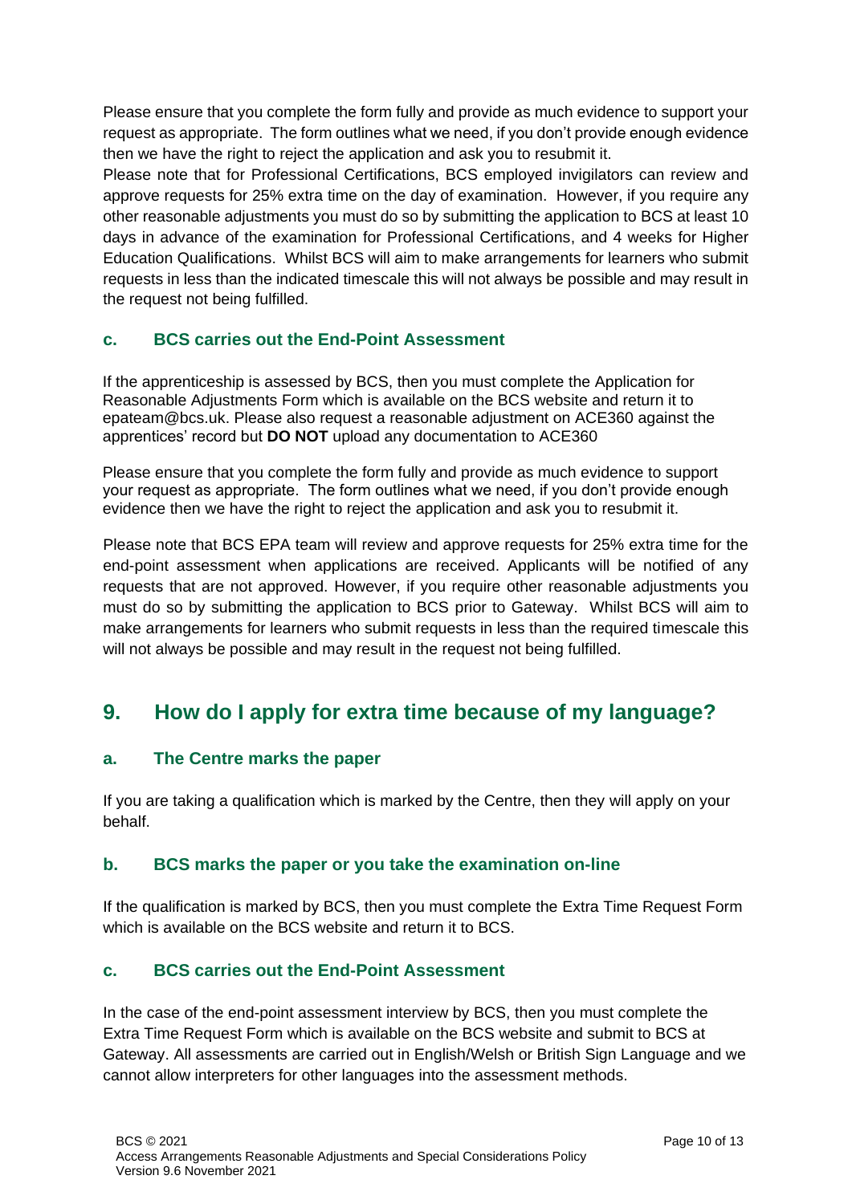Please ensure that you complete the form fully and provide as much evidence to support your request as appropriate. The form outlines what we need, if you don't provide enough evidence then we have the right to reject the application and ask you to resubmit it.

Please note that for Professional Certifications, BCS employed invigilators can review and approve requests for 25% extra time on the day of examination. However, if you require any other reasonable adjustments you must do so by submitting the application to BCS at least 10 days in advance of the examination for Professional Certifications, and 4 weeks for Higher Education Qualifications. Whilst BCS will aim to make arrangements for learners who submit requests in less than the indicated timescale this will not always be possible and may result in the request not being fulfilled.

### c. BCS carries out the End-Point Assessment

If the apprenticeship is assessed by BCS, then you must complete the Application for Reasonable Adjustments Form which is available on the BCS website and return it to epateam@bcs.uk. Please also request a reasonable adjustment on ACE360 against the apprentices' record but **DO NOT** upload any documentation to ACE360

Please ensure that you complete the form fully and provide as much evidence to support your request as appropriate. The form outlines what we need, if you don't provide enough evidence then we have the right to reject the application and ask you to resubmit it.

Please note that BCS EPA team will review and approve requests for 25% extra time for the end-point assessment when applications are received. Applicants will be notified of any requests that are not approved. However, if you require other reasonable adjustments you must do so by submitting the application to BCS prior to Gateway. Whilst BCS will aim to make arrangements for learners who submit requests in less than the required timescale this will not always be possible and may result in the request not being fulfilled.

## 9. How do I apply for extra time because of my language?

### a. The Centre marks the paper

If you are taking a qualification which is marked by the Centre, then they will apply on your behalf.

### b. BCS marks the paper or you take the examination on-line

If the qualification is marked by BCS, then you must complete the Extra Time Request Form which is available on the BCS website and return it to BCS.

### c. BCS carries out the End-Point Assessment

In the case of the end-point assessment interview by BCS, then you must complete the Extra Time Request Form which is available on the BCS website and submit to BCS at Gateway. All assessments are carried out in English/Welsh or British Sign Language and we cannot allow interpreters for other languages into the assessment methods.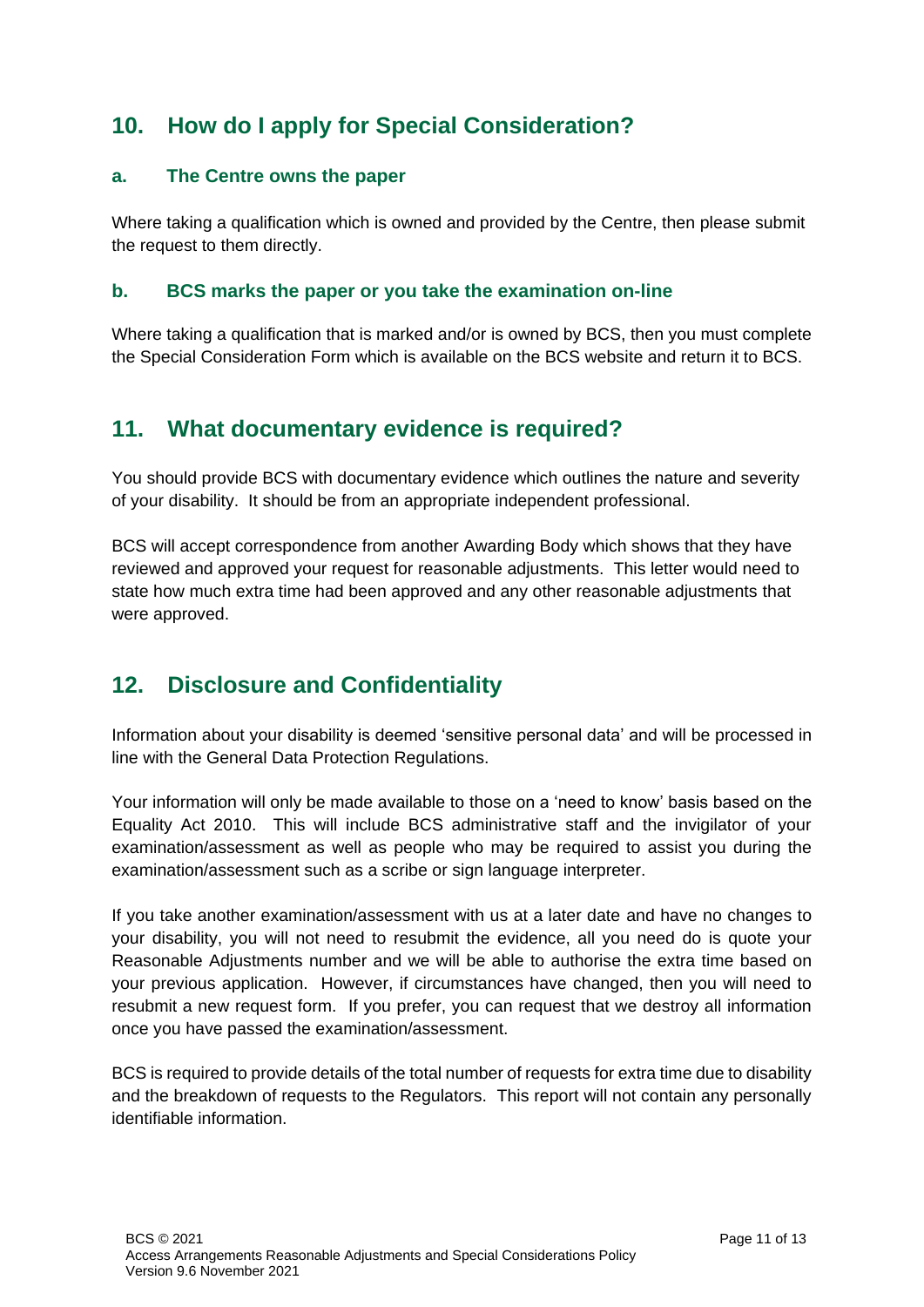## 10. How do I apply for Special Consideration?

### a. The Centre owns the paper

Where taking a qualification which is owned and provided by the Centre, then please submit the request to them directly.

### b. BCS marks the paper or you take the examination on-line

Where taking a qualification that is marked and/or is owned by BCS, then you must complete the Special Consideration Form which is available on the BCS website and return it to BCS.

## 11. What documentary evidence is required?

You should provide BCS with documentary evidence which outlines the nature and severity of your disability. It should be from an appropriate independent professional.

BCS will accept correspondence from another Awarding Body which shows that they have reviewed and approved your request for reasonable adjustments. This letter would need to state how much extra time had been approved and any other reasonable adjustments that were approved.

## 12. Disclosure and Confidentiality

Information about your disability is deemed 'sensitive personal data' and will be processed in line with the General Data Protection Regulations.

Your information will only be made available to those on a 'need to know' basis based on the Equality Act 2010. This will include BCS administrative staff and the invigilator of your examination/assessment as well as people who may be required to assist you during the examination/assessment such as a scribe or sign language interpreter.

If you take another examination/assessment with us at a later date and have no changes to your disability, you will not need to resubmit the evidence, all you need do is quote your Reasonable Adjustments number and we will be able to authorise the extra time based on your previous application. However, if circumstances have changed, then you will need to resubmit a new request form. If you prefer, you can request that we destroy all information once you have passed the examination/assessment.

BCS is required to provide details of the total number of requests for extra time due to disability and the breakdown of requests to the Regulators. This report will not contain any personally identifiable information.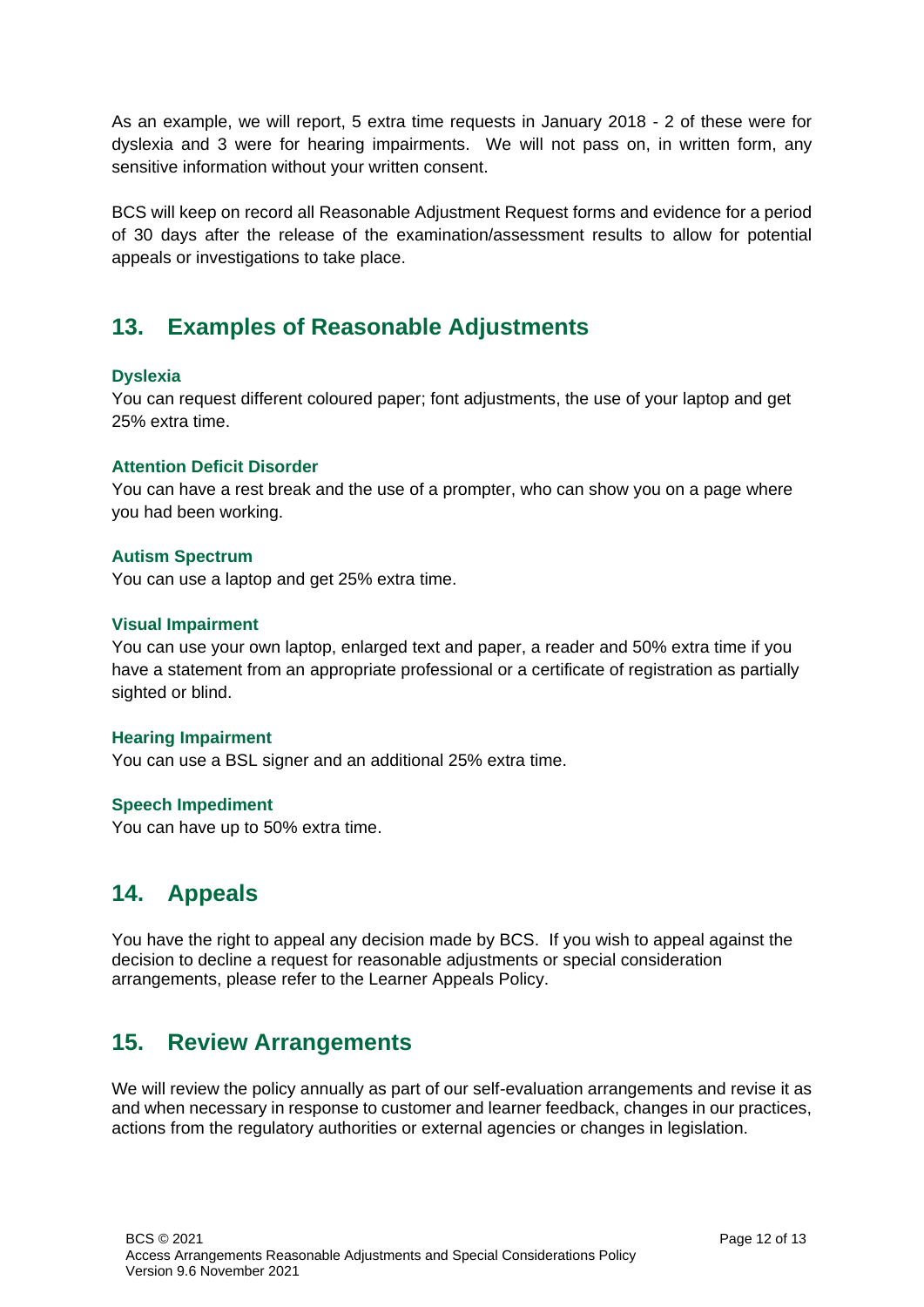As an example, we will report, 5 extra time requests in January 2018 - 2 of these were for dyslexia and 3 were for hearing impairments. We will not pass on, in written form, any sensitive information without your written consent.

BCS will keep on record all Reasonable Adjustment Request forms and evidence for a period of 30 days after the release of the examination/assessment results to allow for potential appeals or investigations to take place.

## 13. Examples of Reasonable Adjustments

### Dyslexia

You can request different coloured paper; font adjustments, the use of your laptop and get 25% extra time.

### Attention Deficit Disorder

You can have a rest break and the use of a prompter, who can show you on a page where you had been working.

### Autism Spectrum

You can use a laptop and get 25% extra time.

### Visual Impairment

You can use your own laptop, enlarged text and paper, a reader and 50% extra time if you have a statement from an appropriate professional or a certificate of registration as partially sighted or blind.

### Hearing Impairment

You can use a BSL signer and an additional 25% extra time.

### Speech Impediment

You can have up to 50% extra time.

## 14. Appeals

You have the right to appeal any decision made by BCS. If you wish to appeal against the decision to decline a request for reasonable adjustments or special consideration arrangements, please refer to the Learner Appeals Policy.

## 15. Review Arrangements

We will review the policy annually as part of our self-evaluation arrangements and revise it as and when necessary in response to customer and learner feedback, changes in our practices, actions from the regulatory authorities or external agencies or changes in legislation.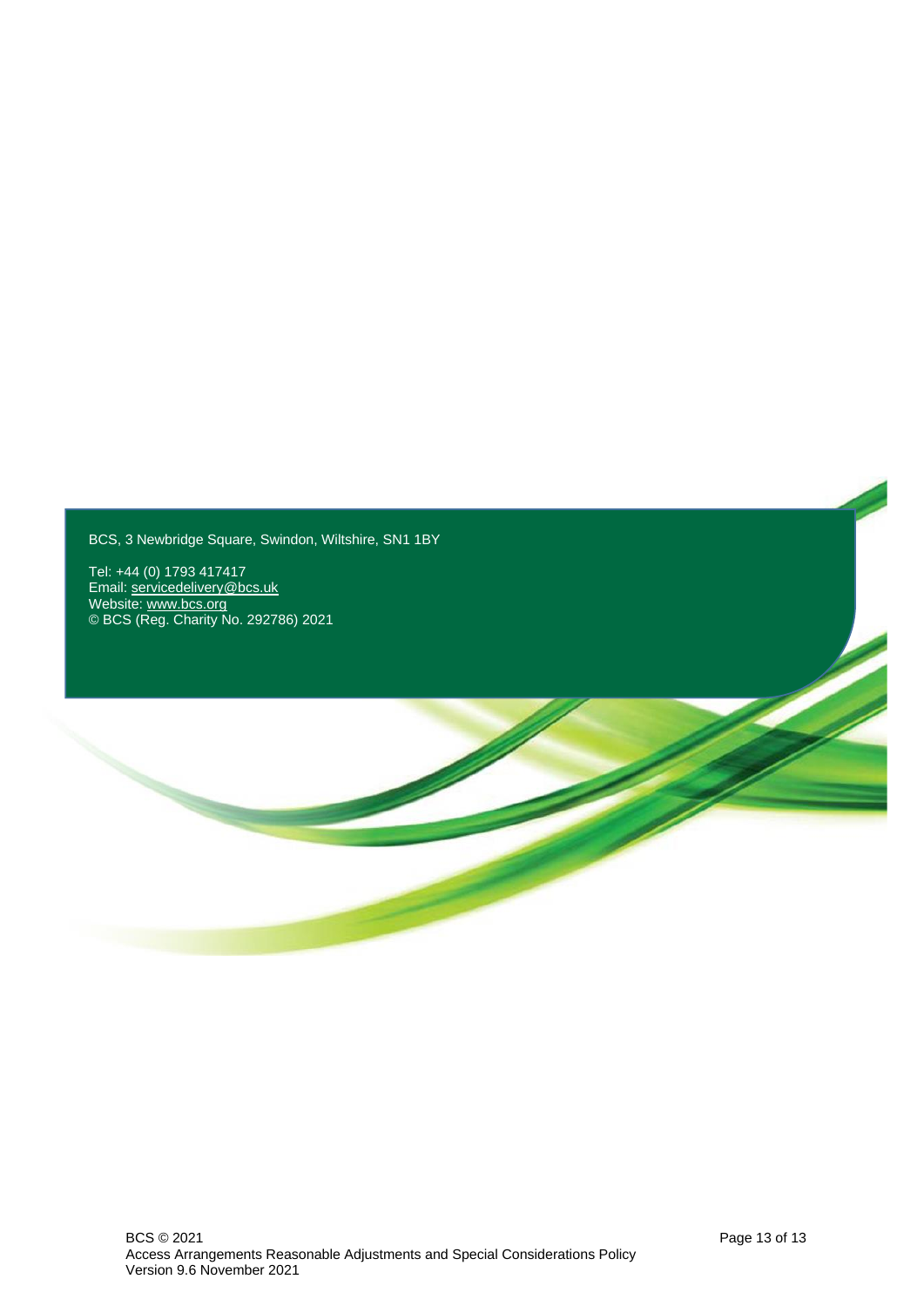BCS, 3 Newbridge Square, Swindon, Wiltshire, SN1 1BY

Tel: +44 (0) 1793 417417
Email: servicedelivery@bcs.uk
Website: www.bcs.org
© BCS (Reg. Charity No. 292786) 2021